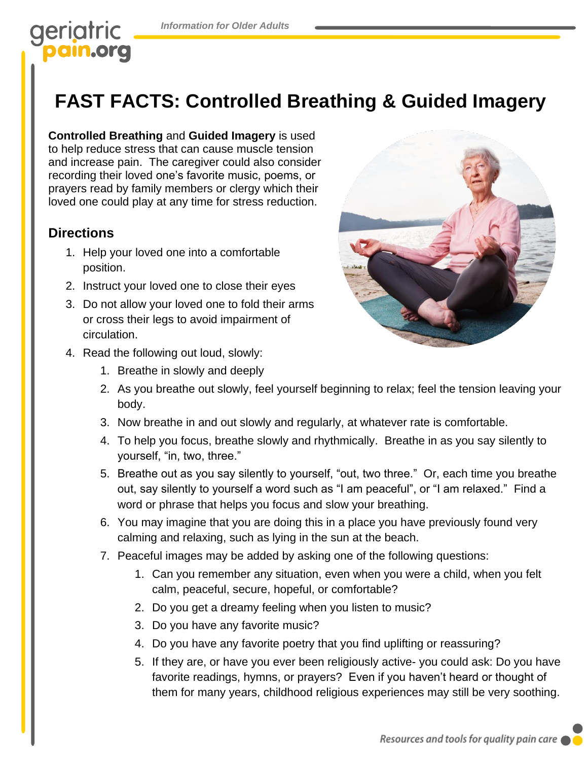# FAST FACTS: Controlled Breathing & Guided Imagery

**Controlled Breathing** and **Guided Imagery** is used to help reduce stress that can cause muscle tension and increase pain. The caregiver could also consider recording their loved one's favorite music, poems, or prayers read by family members or clergy which their loved one could play at any time for stress reduction.

## Directions

1. Help your loved one into a comfortable position.
2. Instruct your loved one to close their eyes
3. Do not allow your loved one to fold their arms or cross their legs to avoid impairment of circulation.
4. Read the following out loud, slowly:
   1. Breathe in slowly and deeply
   2. As you breathe out slowly, feel yourself beginning to relax; feel the tension leaving your body.
   3. Now breathe in and out slowly and regularly, at whatever rate is comfortable.
   4. To help you focus, breathe slowly and rhythmically. Breathe in as you say silently to yourself, "in, two, three."
   5. Breathe out as you say silently to yourself, "out, two three." Or, each time you breathe out, say silently to yourself a word such as "I am peaceful", or "I am relaxed." Find a word or phrase that helps you focus and slow your breathing.
   6. You may imagine that you are doing this in a place you have previously found very calming and relaxing, such as lying in the sun at the beach.
   7. Peaceful images may be added by asking one of the following questions:
      1. Can you remember any situation, even when you were a child, when you felt calm, peaceful, secure, hopeful, or comfortable?
      2. Do you get a dreamy feeling when you listen to music?
      3. Do you have any favorite music?
      4. Do you have any favorite poetry that you find uplifting or reassuring?
      5. If they are, or have you ever been religiously active- you could ask: Do you have favorite readings, hymns, or prayers? Even if you haven't heard or thought of them for many years, childhood religious experiences may still be very soothing.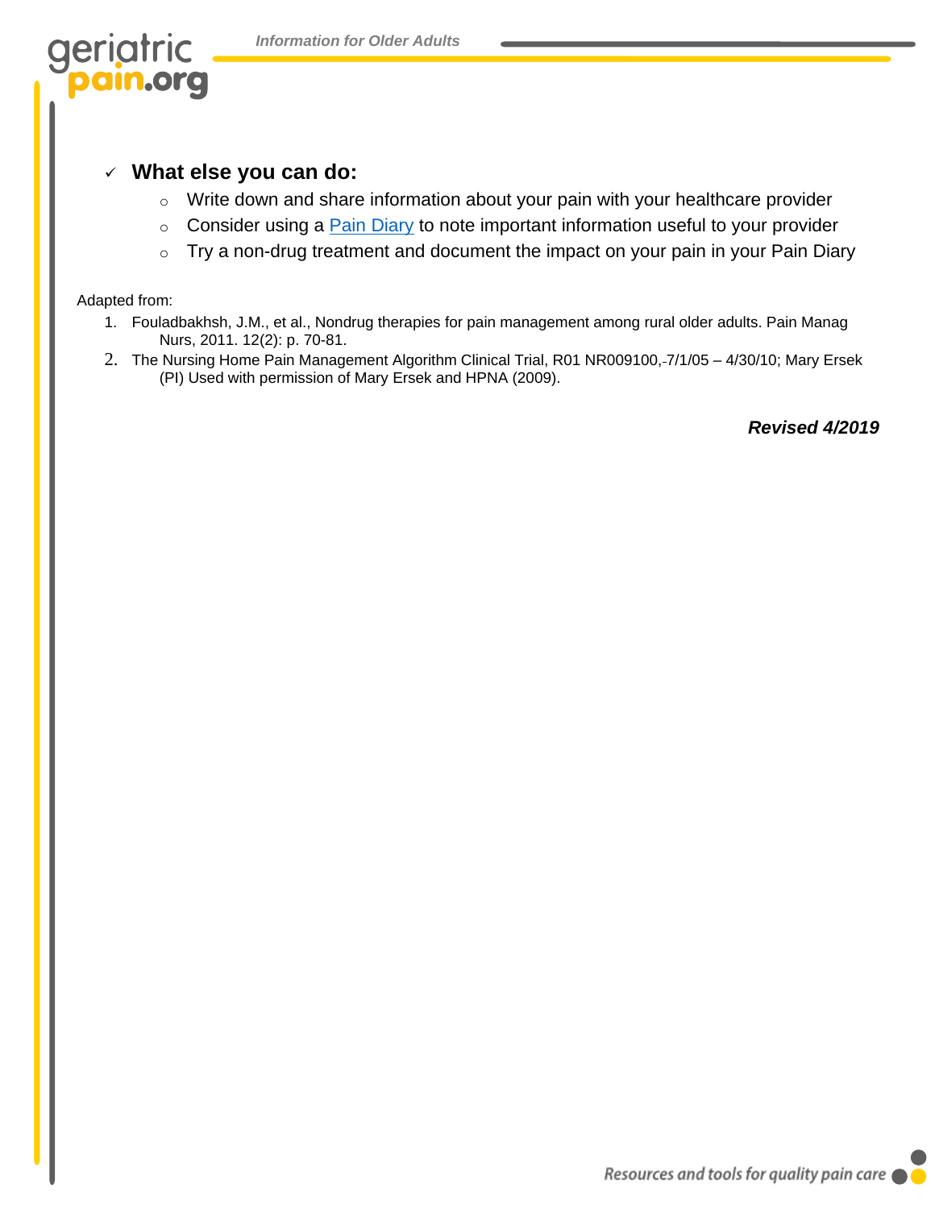- ✓ **What else you can do:**
  - Write down and share information about your pain with your healthcare provider
  - Consider using a Pain Diary to note important information useful to your provider
  - Try a non-drug treatment and document the impact on your pain in your Pain Diary

Adapted from:

1. Fouladbakhsh, J.M., et al., Nondrug therapies for pain management among rural older adults. Pain Manag Nurs, 2011. 12(2): p. 70-81.
2. The Nursing Home Pain Management Algorithm Clinical Trial, R01 NR009100,-7/1/05 – 4/30/10; Mary Ersek (PI) Used with permission of Mary Ersek and HPNA (2009).

***Revised 4/2019***